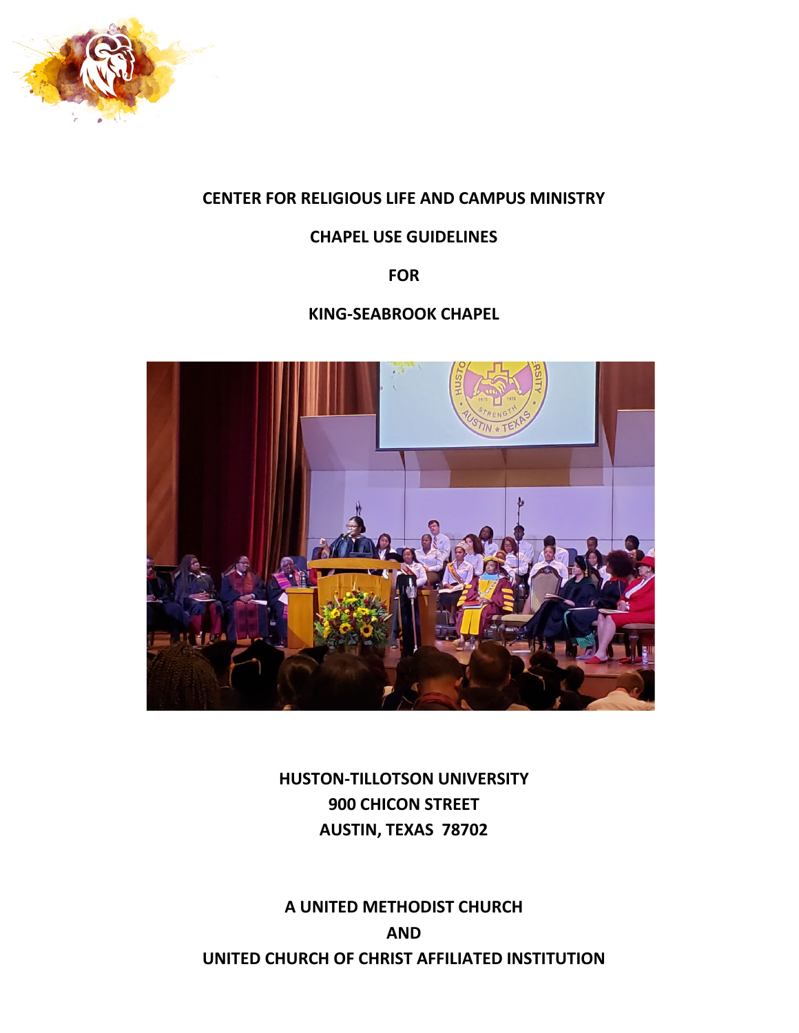# CENTER FOR RELIGIOUS LIFE AND CAMPUS MINISTRY

## CHAPEL USE GUIDELINES

## FOR

## KING-SEABROOK CHAPEL

**HUSTON-TILLOTSON UNIVERSITY**
**900 CHICON STREET**
**AUSTIN, TEXAS 78702**

**A UNITED METHODIST CHURCH**
**AND**
**UNITED CHURCH OF CHRIST AFFILIATED INSTITUTION**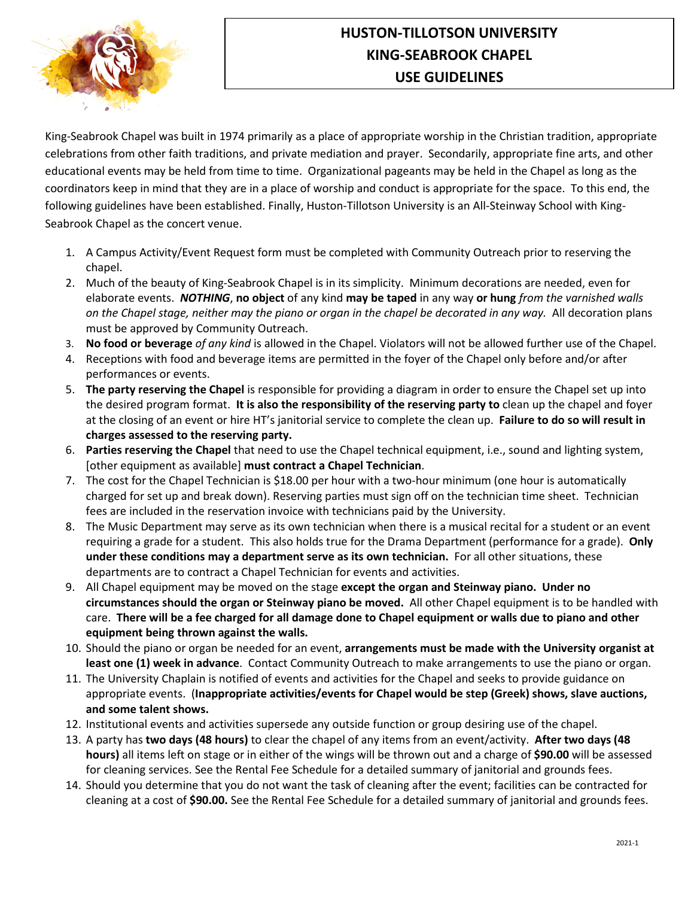# HUSTON-TILLOTSON UNIVERSITY
# KING-SEABROOK CHAPEL
# USE GUIDELINES

King-Seabrook Chapel was built in 1974 primarily as a place of appropriate worship in the Christian tradition, appropriate celebrations from other faith traditions, and private mediation and prayer. Secondarily, appropriate fine arts, and other educational events may be held from time to time. Organizational pageants may be held in the Chapel as long as the coordinators keep in mind that they are in a place of worship and conduct is appropriate for the space. To this end, the following guidelines have been established. Finally, Huston-Tillotson University is an All-Steinway School with King-Seabrook Chapel as the concert venue.

1. A Campus Activity/Event Request form must be completed with Community Outreach prior to reserving the chapel.
2. Much of the beauty of King-Seabrook Chapel is in its simplicity. Minimum decorations are needed, even for elaborate events. ***NOTHING***, **no object** of any kind **may be taped** in any way **or hung** *from the varnished walls on the Chapel stage, neither may the piano or organ in the chapel be decorated in any way.* All decoration plans must be approved by Community Outreach.
3. **No food or beverage** *of any kind* is allowed in the Chapel. Violators will not be allowed further use of the Chapel.
4. Receptions with food and beverage items are permitted in the foyer of the Chapel only before and/or after performances or events.
5. **The party reserving the Chapel** is responsible for providing a diagram in order to ensure the Chapel set up into the desired program format. **It is also the responsibility of the reserving party to** clean up the chapel and foyer at the closing of an event or hire HT's janitorial service to complete the clean up. **Failure to do so will result in charges assessed to the reserving party.**
6. **Parties reserving the Chapel** that need to use the Chapel technical equipment, i.e., sound and lighting system, [other equipment as available] **must contract a Chapel Technician**.
7. The cost for the Chapel Technician is $18.00 per hour with a two-hour minimum (one hour is automatically charged for set up and break down). Reserving parties must sign off on the technician time sheet. Technician fees are included in the reservation invoice with technicians paid by the University.
8. The Music Department may serve as its own technician when there is a musical recital for a student or an event requiring a grade for a student. This also holds true for the Drama Department (performance for a grade). **Only under these conditions may a department serve as its own technician.** For all other situations, these departments are to contract a Chapel Technician for events and activities.
9. All Chapel equipment may be moved on the stage **except the organ and Steinway piano. Under no circumstances should the organ or Steinway piano be moved.** All other Chapel equipment is to be handled with care. **There will be a fee charged for all damage done to Chapel equipment or walls due to piano and other equipment being thrown against the walls.**
10. Should the piano or organ be needed for an event, **arrangements must be made with the University organist at least one (1) week in advance**. Contact Community Outreach to make arrangements to use the piano or organ.
11. The University Chaplain is notified of events and activities for the Chapel and seeks to provide guidance on appropriate events. (**Inappropriate activities/events for Chapel would be step (Greek) shows, slave auctions, and some talent shows.**
12. Institutional events and activities supersede any outside function or group desiring use of the chapel.
13. A party has **two days (48 hours)** to clear the chapel of any items from an event/activity. **After two days (48 hours)** all items left on stage or in either of the wings will be thrown out and a charge of **$90.00** will be assessed for cleaning services. See the Rental Fee Schedule for a detailed summary of janitorial and grounds fees.
14. Should you determine that you do not want the task of cleaning after the event; facilities can be contracted for cleaning at a cost of **$90.00.** See the Rental Fee Schedule for a detailed summary of janitorial and grounds fees.

2021-1